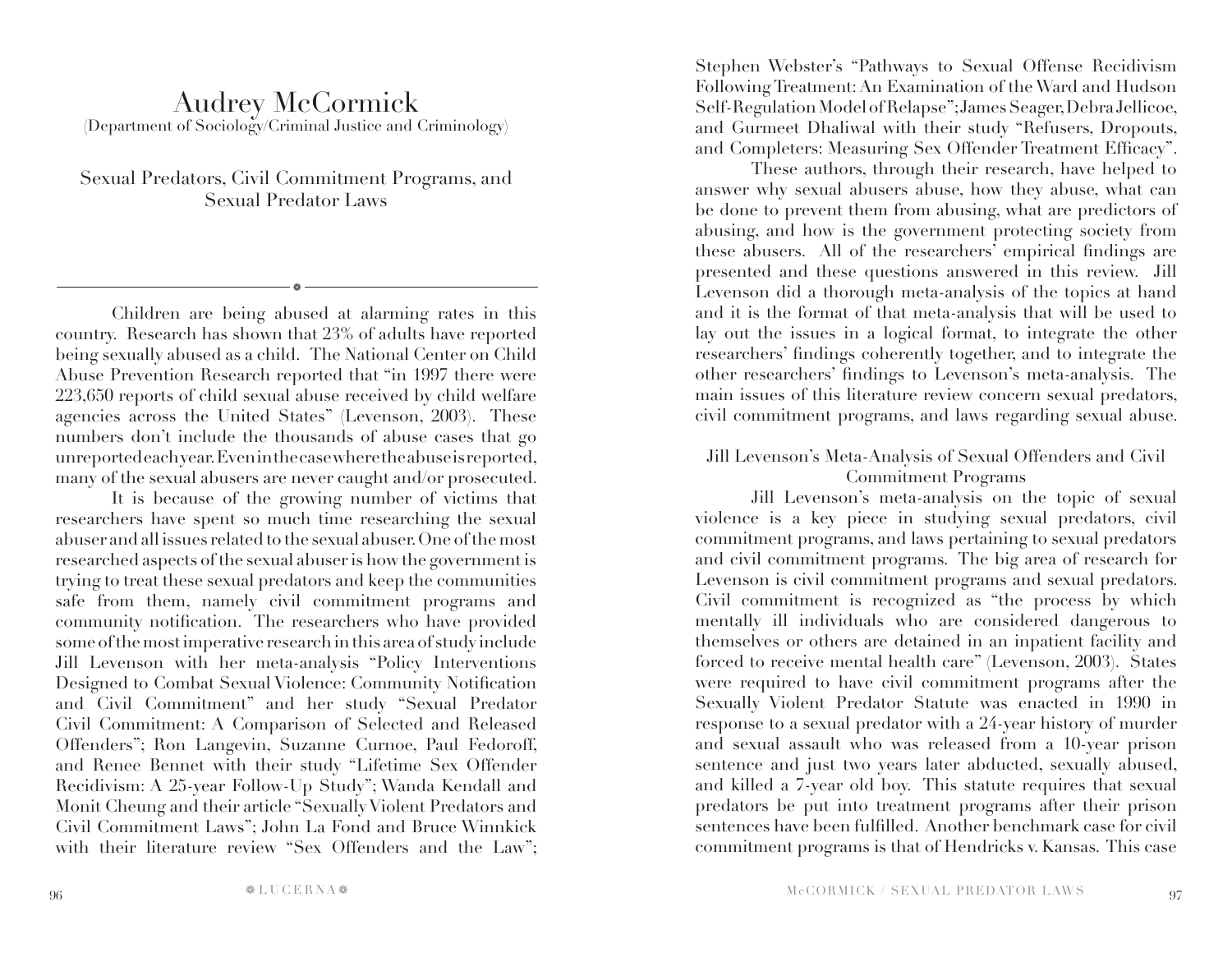# Audrey McCormick

(Department of Sociology/Criminal Justice and Criminology)

## Sexual Predators, Civil Commitment Programs, and Sexual Predator Laws

Children are being abused at alarming rates in this country. Research has shown that 23% of adults have reported being sexually abused as a child. The National Center on Child Abuse Prevention Research reported that "in 1997 there were 223,650 reports of child sexual abuse received by child welfare agencies across the United States" (Levenson, 2003). These numbers don't include the thousands of abuse cases that go unreported each year. Even in the case where the abuse is reported, many of the sexual abusers are never caught and/or prosecuted.

It is because of the growing number of victims that researchers have spent so much time researching the sexual abuser and all issues related to the sexual abuser. One of the most researched aspects of the sexual abuser is how the government is trying to treat these sexual predators and keep the communities safe from them, namely civil commitment programs and community notification. The researchers who have provided some of the most imperative research in this area of study include Jill Levenson with her meta-analysis "Policy Interventions Designed to Combat Sexual Violence: Community Notification and Civil Commitment" and her study "Sexual Predator Civil Commitment: A Comparison of Selected and Released Offenders"; Ron Langevin, Suzanne Curnoe, Paul Fedoroff, and Renee Bennet with their study "Lifetime Sex Offender Recidivism: A 25-year Follow-Up Study"; Wanda Kendall and Monit Cheung and their article "Sexually Violent Predators and Civil Commitment Laws"; John La Fond and Bruce Winnkick with their literature review "Sex Offenders and the Law"; Stephen Webster's "Pathways to Sexual Offense Recidivism Following Treatment: An Examination of the Ward and Hudson Self-Regulation Model of Relapse"; James Seager, Debra Jellicoe, and Gurmeet Dhaliwal with their study "Refusers, Dropouts, and Completers: Measuring Sex Offender Treatment Efficacy".

These authors, through their research, have helped to answer why sexual abusers abuse, how they abuse, what can be done to prevent them from abusing, what are predictors of abusing, and how is the government protecting society from these abusers. All of the researchers' empirical findings are presented and these questions answered in this review. Jill Levenson did a thorough meta-analysis of the topics at hand and it is the format of that meta-analysis that will be used to lay out the issues in a logical format, to integrate the other researchers' findings coherently together, and to integrate the other researchers' findings to Levenson's meta-analysis. The main issues of this literature review concern sexual predators, civil commitment programs, and laws regarding sexual abuse.

### Jill Levenson's Meta-Analysis of Sexual Offenders and Civil Commitment Programs

Jill Levenson's meta-analysis on the topic of sexual violence is a key piece in studying sexual predators, civil commitment programs, and laws pertaining to sexual predators and civil commitment programs. The big area of research for Levenson is civil commitment programs and sexual predators. Civil commitment is recognized as "the process by which mentally ill individuals who are considered dangerous to themselves or others are detained in an inpatient facility and forced to receive mental health care" (Levenson, 2003). States were required to have civil commitment programs after the Sexually Violent Predator Statute was enacted in 1990 in response to a sexual predator with a 24-year history of murder and sexual assault who was released from a 10-year prison sentence and just two years later abducted, sexually abused, and killed a 7-year old boy. This statute requires that sexual predators be put into treatment programs after their prison sentences have been fulfilled. Another benchmark case for civil commitment programs is that of Hendricks v. Kansas. This case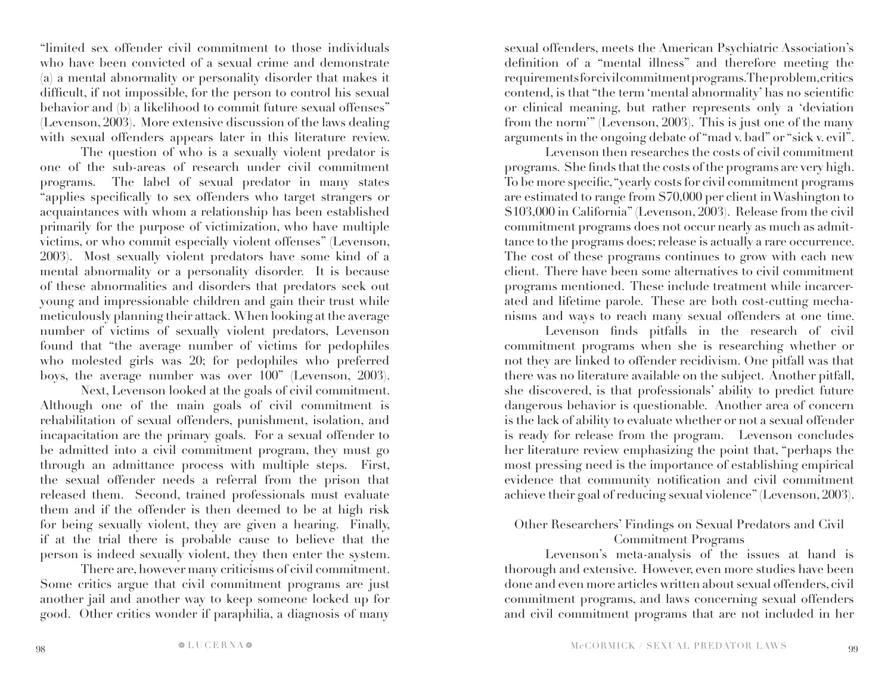"limited sex offender civil commitment to those individuals who have been convicted of a sexual crime and demonstrate (a) a mental abnormality or personality disorder that makes it difficult, if not impossible, for the person to control his sexual behavior and (b) a likelihood to commit future sexual offenses" (Levenson, 2003). More extensive discussion of the laws dealing with sexual offenders appears later in this literature review.

The question of who is a sexually violent predator is one of the sub-areas of research under civil commitment programs. The label of sexual predator in many states "applies specifically to sex offenders who target strangers or acquaintances with whom a relationship has been established primarily for the purpose of victimization, who have multiple victims, or who commit especially violent offenses" (Levenson, 2003). Most sexually violent predators have some kind of a mental abnormality or a personality disorder. It is because of these abnormalities and disorders that predators seek out young and impressionable children and gain their trust while meticulously planning their attack. When looking at the average number of victims of sexually violent predators, Levenson found that "the average number of victims for pedophiles who molested girls was 20; for pedophiles who preferred boys, the average number was over 100" (Levenson, 2003).

Next, Levenson looked at the goals of civil commitment. Although one of the main goals of civil commitment is rehabilitation of sexual offenders, punishment, isolation, and incapacitation are the primary goals. For a sexual offender to be admitted into a civil commitment program, they must go through an admittance process with multiple steps. First, the sexual offender needs a referral from the prison that released them. Second, trained professionals must evaluate them and if the offender is then deemed to be at high risk for being sexually violent, they are given a hearing. Finally, if at the trial there is probable cause to believe that the person is indeed sexually violent, they then enter the system.

There are, however many criticisms of civil commitment. Some critics argue that civil commitment programs are just another jail and another way to keep someone locked up for good. Other critics wonder if paraphilia, a diagnosis of many sexual offenders, meets the American Psychiatric Association's definition of a "mental illness" and therefore meeting the requirements for civil commitment programs. The problem, critics contend, is that "the term 'mental abnormality' has no scientific or clinical meaning, but rather represents only a 'deviation from the norm'" (Levenson, 2003). This is just one of the many arguments in the ongoing debate of "mad v. bad" or "sick v. evil".

Levenson then researches the costs of civil commitment programs. She finds that the costs of the programs are very high. To be more specific, "yearly costs for civil commitment programs are estimated to range from $70,000 per client in Washington to $103,000 in California" (Levenson, 2003). Release from the civil commitment programs does not occur nearly as much as admittance to the programs does; release is actually a rare occurrence. The cost of these programs continues to grow with each new client. There have been some alternatives to civil commitment programs mentioned. These include treatment while incarcerated and lifetime parole. These are both cost-cutting mechanisms and ways to reach many sexual offenders at one time.

Levenson finds pitfalls in the research of civil commitment programs when she is researching whether or not they are linked to offender recidivism. One pitfall was that there was no literature available on the subject. Another pitfall, she discovered, is that professionals' ability to predict future dangerous behavior is questionable. Another area of concern is the lack of ability to evaluate whether or not a sexual offender is ready for release from the program. Levenson concludes her literature review emphasizing the point that, "perhaps the most pressing need is the importance of establishing empirical evidence that community notification and civil commitment achieve their goal of reducing sexual violence" (Levenson, 2003).

## Other Researchers' Findings on Sexual Predators and Civil Commitment Programs

Levenson's meta-analysis of the issues at hand is thorough and extensive. However, even more studies have been done and even more articles written about sexual offenders, civil commitment programs, and laws concerning sexual offenders and civil commitment programs that are not included in her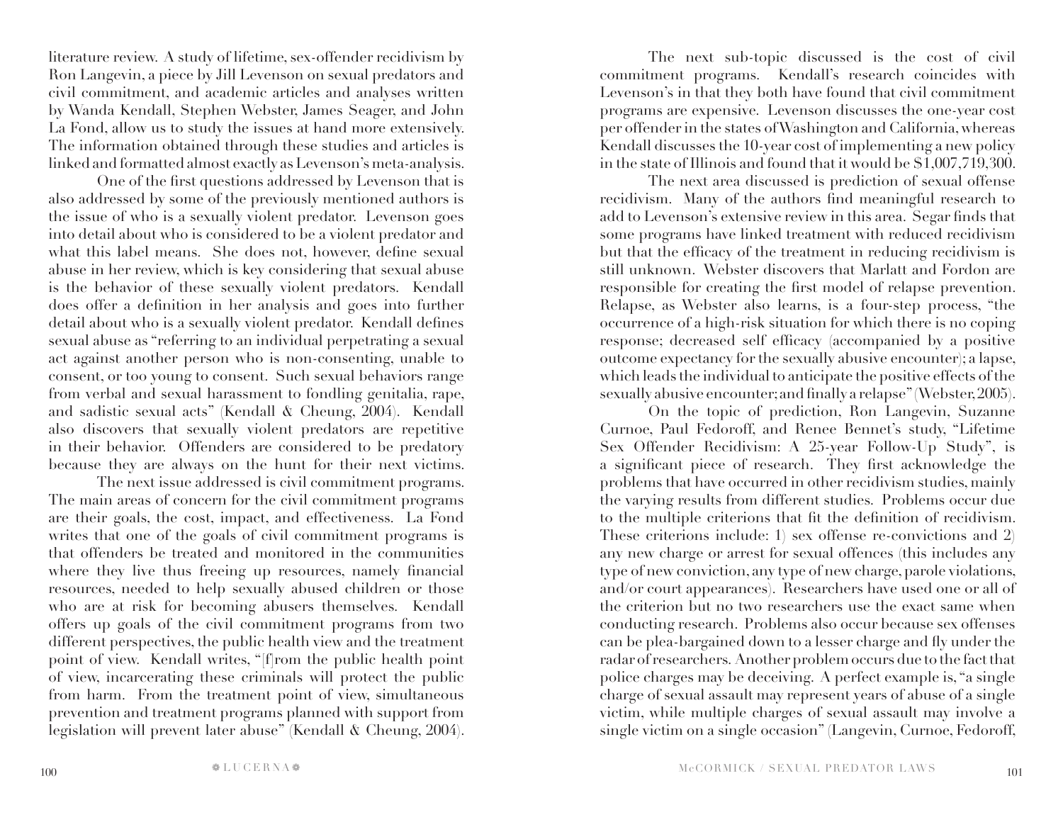literature review. A study of lifetime, sex-offender recidivism by Ron Langevin, a piece by Jill Levenson on sexual predators and civil commitment, and academic articles and analyses written by Wanda Kendall, Stephen Webster, James Seager, and John La Fond, allow us to study the issues at hand more extensively. The information obtained through these studies and articles is linked and formatted almost exactly as Levenson's meta-analysis.

One of the first questions addressed by Levenson that is also addressed by some of the previously mentioned authors is the issue of who is a sexually violent predator. Levenson goes into detail about who is considered to be a violent predator and what this label means. She does not, however, define sexual abuse in her review, which is key considering that sexual abuse is the behavior of these sexually violent predators. Kendall does offer a definition in her analysis and goes into further detail about who is a sexually violent predator. Kendall defines sexual abuse as "referring to an individual perpetrating a sexual act against another person who is non-consenting, unable to consent, or too young to consent. Such sexual behaviors range from verbal and sexual harassment to fondling genitalia, rape, and sadistic sexual acts" (Kendall & Cheung, 2004). Kendall also discovers that sexually violent predators are repetitive in their behavior. Offenders are considered to be predatory because they are always on the hunt for their next victims.

The next issue addressed is civil commitment programs. The main areas of concern for the civil commitment programs are their goals, the cost, impact, and effectiveness. La Fond writes that one of the goals of civil commitment programs is that offenders be treated and monitored in the communities where they live thus freeing up resources, namely financial resources, needed to help sexually abused children or those who are at risk for becoming abusers themselves. Kendall offers up goals of the civil commitment programs from two different perspectives, the public health view and the treatment point of view. Kendall writes, "[f]rom the public health point of view, incarcerating these criminals will protect the public from harm. From the treatment point of view, simultaneous prevention and treatment programs planned with support from legislation will prevent later abuse" (Kendall & Cheung, 2004).

The next sub-topic discussed is the cost of civil commitment programs. Kendall's research coincides with Levenson's in that they both have found that civil commitment programs are expensive. Levenson discusses the one-year cost per offender in the states of Washington and California, whereas Kendall discusses the 10-year cost of implementing a new policy in the state of Illinois and found that it would be $1,007,719,300.

The next area discussed is prediction of sexual offense recidivism. Many of the authors find meaningful research to add to Levenson's extensive review in this area. Segar finds that some programs have linked treatment with reduced recidivism but that the efficacy of the treatment in reducing recidivism is still unknown. Webster discovers that Marlatt and Fordon are responsible for creating the first model of relapse prevention. Relapse, as Webster also learns, is a four-step process, "the occurrence of a high-risk situation for which there is no coping response; decreased self efficacy (accompanied by a positive outcome expectancy for the sexually abusive encounter); a lapse, which leads the individual to anticipate the positive effects of the sexually abusive encounter; and finally a relapse" (Webster, 2005).

On the topic of prediction, Ron Langevin, Suzanne Curnoe, Paul Fedoroff, and Renee Bennet's study, "Lifetime Sex Offender Recidivism: A 25-year Follow-Up Study", is a significant piece of research. They first acknowledge the problems that have occurred in other recidivism studies, mainly the varying results from different studies. Problems occur due to the multiple criterions that fit the definition of recidivism. These criterions include: 1) sex offense re-convictions and 2) any new charge or arrest for sexual offences (this includes any type of new conviction, any type of new charge, parole violations, and/or court appearances). Researchers have used one or all of the criterion but no two researchers use the exact same when conducting research. Problems also occur because sex offenses can be plea-bargained down to a lesser charge and fly under the radar of researchers. Another problem occurs due to the fact that police charges may be deceiving. A perfect example is, "a single charge of sexual assault may represent years of abuse of a single victim, while multiple charges of sexual assault may involve a single victim on a single occasion" (Langevin, Curnoe, Fedoroff,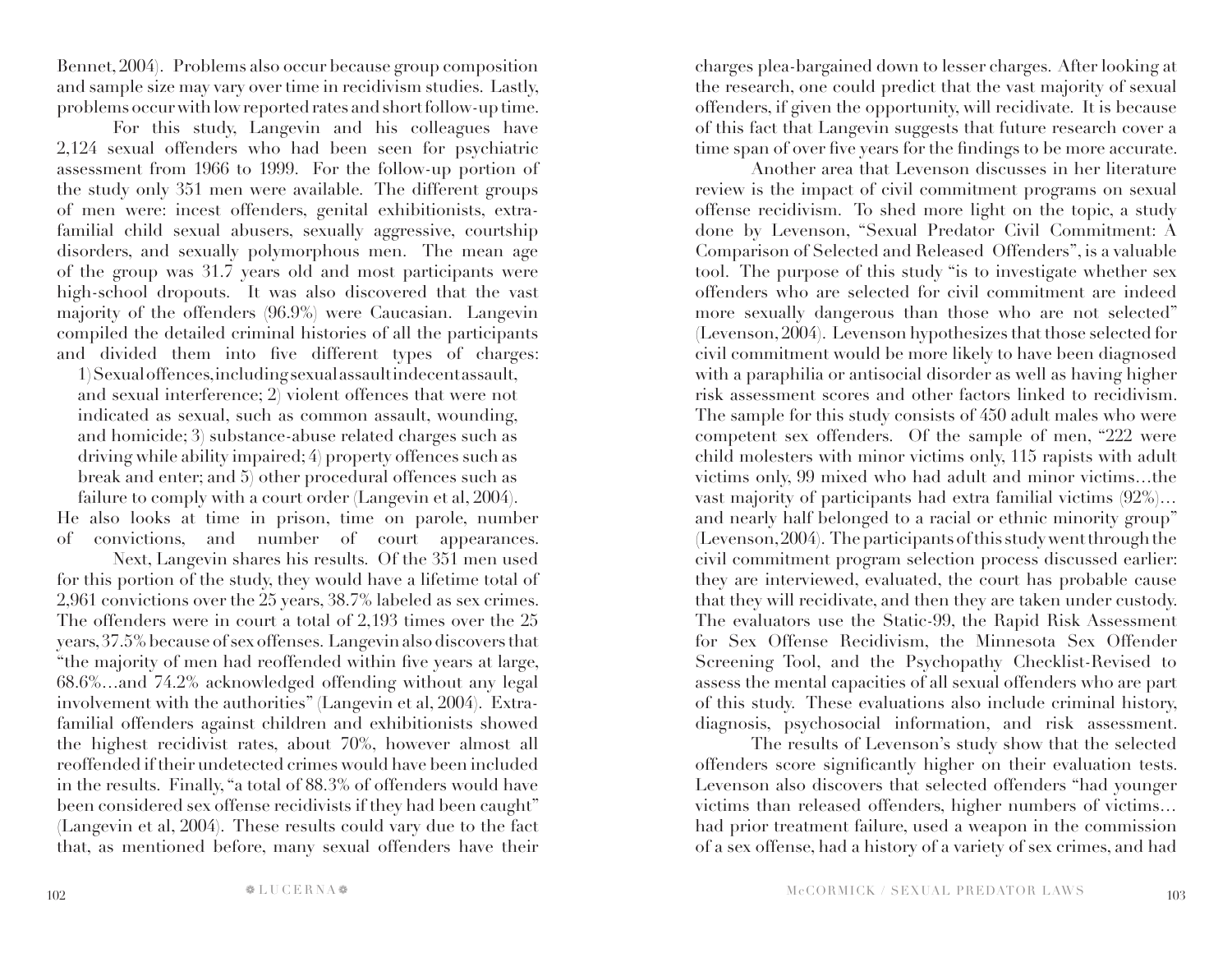Bennet, 2004). Problems also occur because group composition and sample size may vary over time in recidivism studies. Lastly, problems occur with low reported rates and short follow-up time.

For this study, Langevin and his colleagues have 2,124 sexual offenders who had been seen for psychiatric assessment from 1966 to 1999. For the follow-up portion of the study only 351 men were available. The different groups of men were: incest offenders, genital exhibitionists, extra-familial child sexual abusers, sexually aggressive, courtship disorders, and sexually polymorphous men. The mean age of the group was 31.7 years old and most participants were high-school dropouts. It was also discovered that the vast majority of the offenders (96.9%) were Caucasian. Langevin compiled the detailed criminal histories of all the participants and divided them into five different types of charges:

> 1) Sexual offences, including sexual assault indecent assault, and sexual interference; 2) violent offences that were not indicated as sexual, such as common assault, wounding, and homicide; 3) substance-abuse related charges such as driving while ability impaired; 4) property offences such as break and enter; and 5) other procedural offences such as failure to comply with a court order (Langevin et al, 2004).

He also looks at time in prison, time on parole, number of convictions, and number of court appearances.

Next, Langevin shares his results. Of the 351 men used for this portion of the study, they would have a lifetime total of 2,961 convictions over the 25 years, 38.7% labeled as sex crimes. The offenders were in court a total of 2,193 times over the 25 years, 37.5% because of sex offenses. Langevin also discovers that "the majority of men had reoffended within five years at large, 68.6%…and 74.2% acknowledged offending without any legal involvement with the authorities" (Langevin et al, 2004). Extra-familial offenders against children and exhibitionists showed the highest recidivist rates, about 70%, however almost all reoffended if their undetected crimes would have been included in the results. Finally, "a total of 88.3% of offenders would have been considered sex offense recidivists if they had been caught" (Langevin et al, 2004). These results could vary due to the fact that, as mentioned before, many sexual offenders have their charges plea-bargained down to lesser charges. After looking at the research, one could predict that the vast majority of sexual offenders, if given the opportunity, will recidivate. It is because of this fact that Langevin suggests that future research cover a time span of over five years for the findings to be more accurate.

Another area that Levenson discusses in her literature review is the impact of civil commitment programs on sexual offense recidivism. To shed more light on the topic, a study done by Levenson, "Sexual Predator Civil Commitment: A Comparison of Selected and Released Offenders", is a valuable tool. The purpose of this study "is to investigate whether sex offenders who are selected for civil commitment are indeed more sexually dangerous than those who are not selected" (Levenson, 2004). Levenson hypothesizes that those selected for civil commitment would be more likely to have been diagnosed with a paraphilia or antisocial disorder as well as having higher risk assessment scores and other factors linked to recidivism. The sample for this study consists of 450 adult males who were competent sex offenders. Of the sample of men, "222 were child molesters with minor victims only, 115 rapists with adult victims only, 99 mixed who had adult and minor victims…the vast majority of participants had extra familial victims (92%)…and nearly half belonged to a racial or ethnic minority group" (Levenson, 2004). The participants of this study went through the civil commitment program selection process discussed earlier: they are interviewed, evaluated, the court has probable cause that they will recidivate, and then they are taken under custody. The evaluators use the Static-99, the Rapid Risk Assessment for Sex Offense Recidivism, the Minnesota Sex Offender Screening Tool, and the Psychopathy Checklist-Revised to assess the mental capacities of all sexual offenders who are part of this study. These evaluations also include criminal history, diagnosis, psychosocial information, and risk assessment.

The results of Levenson's study show that the selected offenders score significantly higher on their evaluation tests. Levenson also discovers that selected offenders "had younger victims than released offenders, higher numbers of victims…had prior treatment failure, used a weapon in the commission of a sex offense, had a history of a variety of sex crimes, and had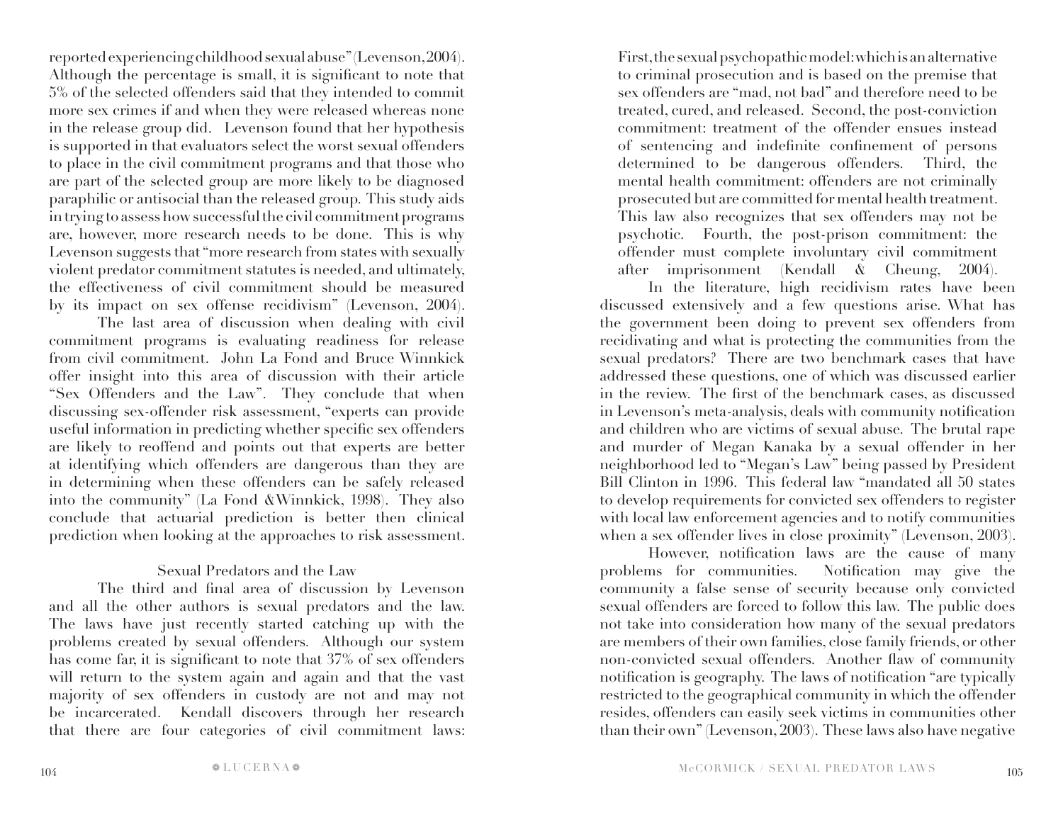reported experiencing childhood sexual abuse" (Levenson, 2004). Although the percentage is small, it is significant to note that 5% of the selected offenders said that they intended to commit more sex crimes if and when they were released whereas none in the release group did. Levenson found that her hypothesis is supported in that evaluators select the worst sexual offenders to place in the civil commitment programs and that those who are part of the selected group are more likely to be diagnosed paraphilic or antisocial than the released group. This study aids in trying to assess how successful the civil commitment programs are, however, more research needs to be done. This is why Levenson suggests that "more research from states with sexually violent predator commitment statutes is needed, and ultimately, the effectiveness of civil commitment should be measured by its impact on sex offense recidivism" (Levenson, 2004).

The last area of discussion when dealing with civil commitment programs is evaluating readiness for release from civil commitment. John La Fond and Bruce Winnkick offer insight into this area of discussion with their article "Sex Offenders and the Law". They conclude that when discussing sex-offender risk assessment, "experts can provide useful information in predicting whether specific sex offenders are likely to reoffend and points out that experts are better at identifying which offenders are dangerous than they are in determining when these offenders can be safely released into the community" (La Fond &Winnkick, 1998). They also conclude that actuarial prediction is better then clinical prediction when looking at the approaches to risk assessment.

## Sexual Predators and the Law

The third and final area of discussion by Levenson and all the other authors is sexual predators and the law. The laws have just recently started catching up with the problems created by sexual offenders. Although our system has come far, it is significant to note that 37% of sex offenders will return to the system again and again and that the vast majority of sex offenders in custody are not and may not be incarcerated. Kendall discovers through her research that there are four categories of civil commitment laws: First, the sexual psychopathic model: which is an alternative to criminal prosecution and is based on the premise that sex offenders are "mad, not bad" and therefore need to be treated, cured, and released. Second, the post-conviction commitment: treatment of the offender ensues instead of sentencing and indefinite confinement of persons determined to be dangerous offenders. Third, the mental health commitment: offenders are not criminally prosecuted but are committed for mental health treatment. This law also recognizes that sex offenders may not be psychotic. Fourth, the post-prison commitment: the offender must complete involuntary civil commitment after imprisonment (Kendall & Cheung, 2004).

In the literature, high recidivism rates have been discussed extensively and a few questions arise. What has the government been doing to prevent sex offenders from recidivating and what is protecting the communities from the sexual predators? There are two benchmark cases that have addressed these questions, one of which was discussed earlier in the review. The first of the benchmark cases, as discussed in Levenson's meta-analysis, deals with community notification and children who are victims of sexual abuse. The brutal rape and murder of Megan Kanaka by a sexual offender in her neighborhood led to "Megan's Law" being passed by President Bill Clinton in 1996. This federal law "mandated all 50 states to develop requirements for convicted sex offenders to register with local law enforcement agencies and to notify communities when a sex offender lives in close proximity" (Levenson, 2003).

However, notification laws are the cause of many problems for communities. Notification may give the community a false sense of security because only convicted sexual offenders are forced to follow this law. The public does not take into consideration how many of the sexual predators are members of their own families, close family friends, or other non-convicted sexual offenders. Another flaw of community notification is geography. The laws of notification "are typically restricted to the geographical community in which the offender resides, offenders can easily seek victims in communities other than their own" (Levenson, 2003). These laws also have negative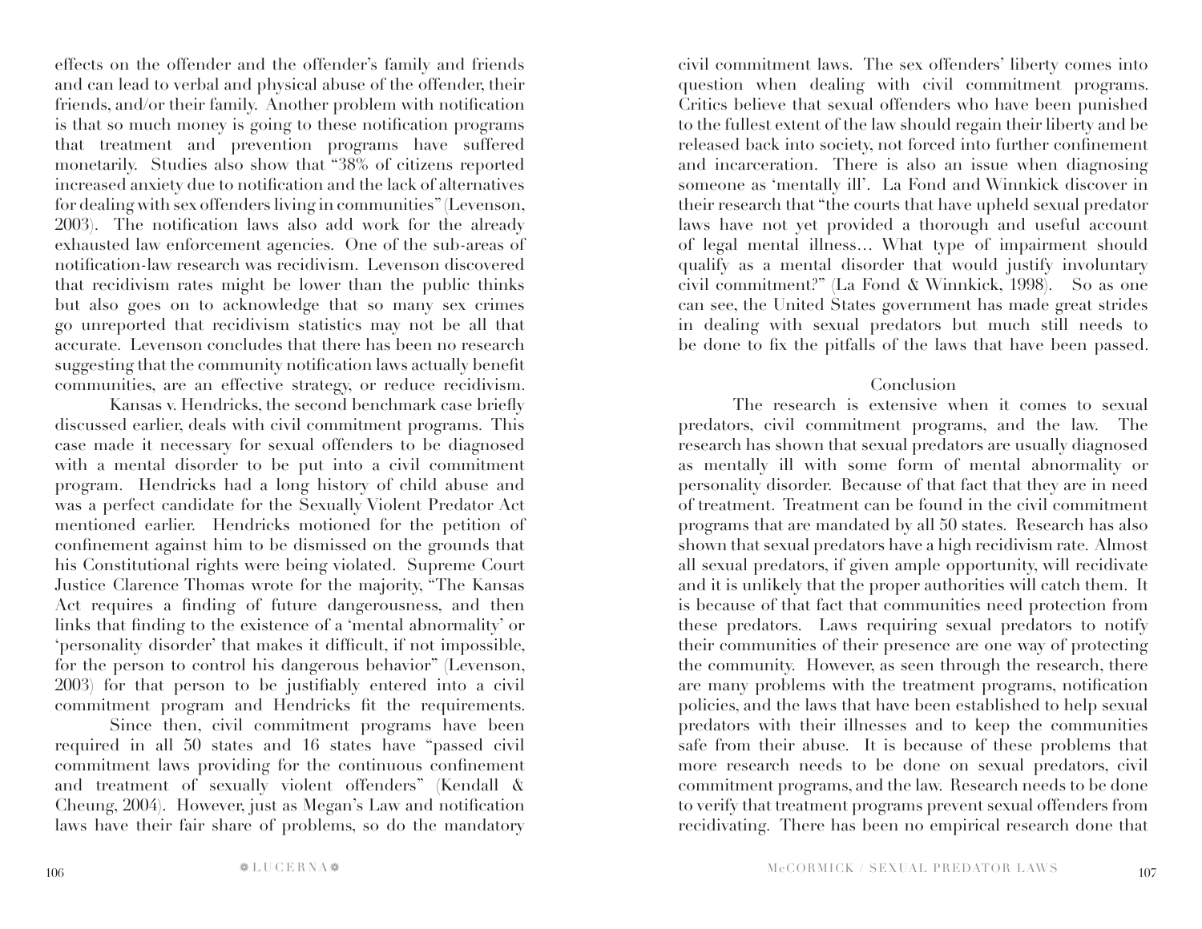effects on the offender and the offender's family and friends and can lead to verbal and physical abuse of the offender, their friends, and/or their family. Another problem with notification is that so much money is going to these notification programs that treatment and prevention programs have suffered monetarily. Studies also show that "38% of citizens reported increased anxiety due to notification and the lack of alternatives for dealing with sex offenders living in communities" (Levenson, 2003). The notification laws also add work for the already exhausted law enforcement agencies. One of the sub-areas of notification-law research was recidivism. Levenson discovered that recidivism rates might be lower than the public thinks but also goes on to acknowledge that so many sex crimes go unreported that recidivism statistics may not be all that accurate. Levenson concludes that there has been no research suggesting that the community notification laws actually benefit communities, are an effective strategy, or reduce recidivism.

Kansas v. Hendricks, the second benchmark case briefly discussed earlier, deals with civil commitment programs. This case made it necessary for sexual offenders to be diagnosed with a mental disorder to be put into a civil commitment program. Hendricks had a long history of child abuse and was a perfect candidate for the Sexually Violent Predator Act mentioned earlier. Hendricks motioned for the petition of confinement against him to be dismissed on the grounds that his Constitutional rights were being violated. Supreme Court Justice Clarence Thomas wrote for the majority, "The Kansas Act requires a finding of future dangerousness, and then links that finding to the existence of a 'mental abnormality' or 'personality disorder' that makes it difficult, if not impossible, for the person to control his dangerous behavior" (Levenson, 2003) for that person to be justifiably entered into a civil commitment program and Hendricks fit the requirements.

Since then, civil commitment programs have been required in all 50 states and 16 states have "passed civil commitment laws providing for the continuous confinement and treatment of sexually violent offenders" (Kendall & Cheung, 2004). However, just as Megan's Law and notification laws have their fair share of problems, so do the mandatory civil commitment laws. The sex offenders' liberty comes into question when dealing with civil commitment programs. Critics believe that sexual offenders who have been punished to the fullest extent of the law should regain their liberty and be released back into society, not forced into further confinement and incarceration. There is also an issue when diagnosing someone as 'mentally ill'. La Fond and Winnkick discover in their research that "the courts that have upheld sexual predator laws have not yet provided a thorough and useful account of legal mental illness… What type of impairment should qualify as a mental disorder that would justify involuntary civil commitment?" (La Fond & Winnkick, 1998). So as one can see, the United States government has made great strides in dealing with sexual predators but much still needs to be done to fix the pitfalls of the laws that have been passed.

## Conclusion

The research is extensive when it comes to sexual predators, civil commitment programs, and the law. The research has shown that sexual predators are usually diagnosed as mentally ill with some form of mental abnormality or personality disorder. Because of that fact that they are in need of treatment. Treatment can be found in the civil commitment programs that are mandated by all 50 states. Research has also shown that sexual predators have a high recidivism rate. Almost all sexual predators, if given ample opportunity, will recidivate and it is unlikely that the proper authorities will catch them. It is because of that fact that communities need protection from these predators. Laws requiring sexual predators to notify their communities of their presence are one way of protecting the community. However, as seen through the research, there are many problems with the treatment programs, notification policies, and the laws that have been established to help sexual predators with their illnesses and to keep the communities safe from their abuse. It is because of these problems that more research needs to be done on sexual predators, civil commitment programs, and the law. Research needs to be done to verify that treatment programs prevent sexual offenders from recidivating. There has been no empirical research done that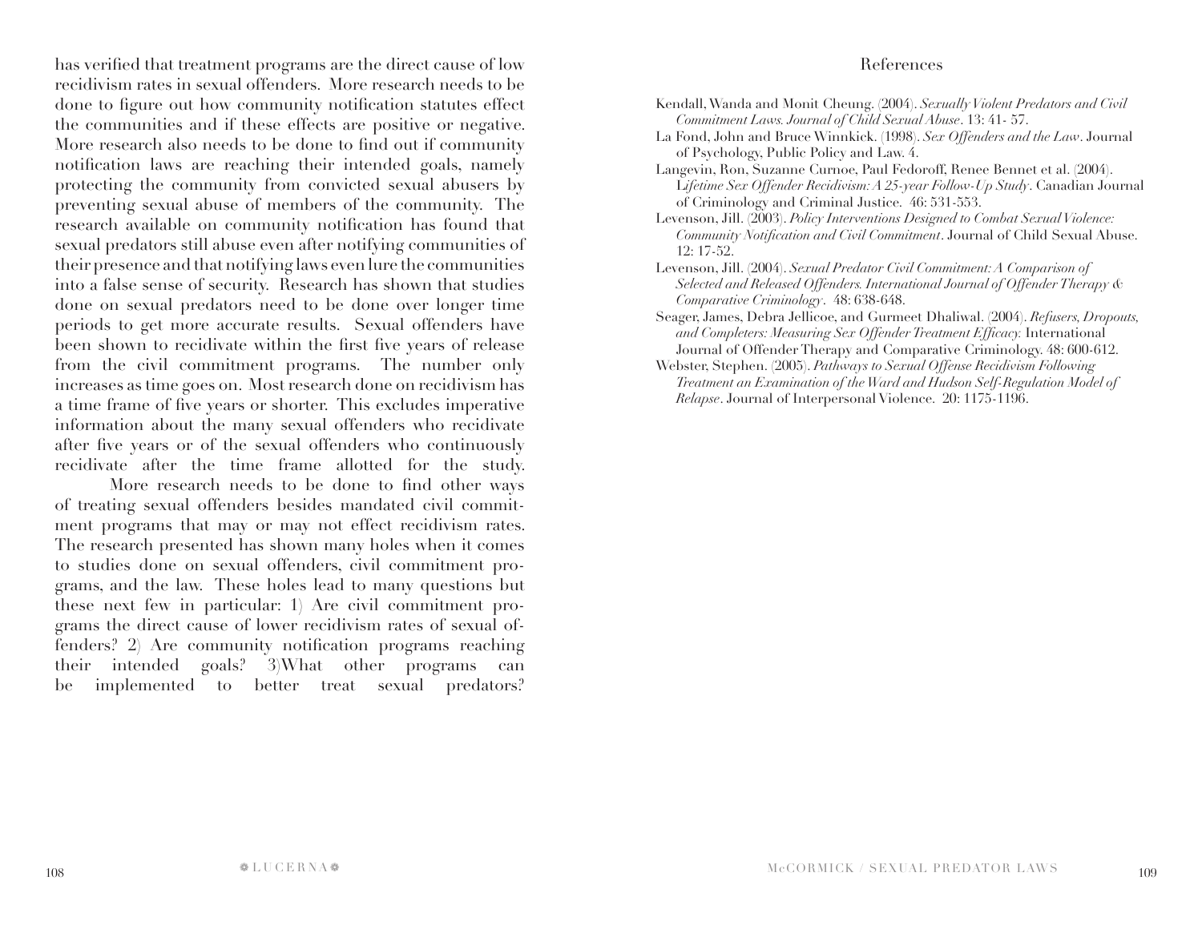has verified that treatment programs are the direct cause of low recidivism rates in sexual offenders. More research needs to be done to figure out how community notification statutes effect the communities and if these effects are positive or negative. More research also needs to be done to find out if community notification laws are reaching their intended goals, namely protecting the community from convicted sexual abusers by preventing sexual abuse of members of the community. The research available on community notification has found that sexual predators still abuse even after notifying communities of their presence and that notifying laws even lure the communities into a false sense of security. Research has shown that studies done on sexual predators need to be done over longer time periods to get more accurate results. Sexual offenders have been shown to recidivate within the first five years of release from the civil commitment programs. The number only increases as time goes on. Most research done on recidivism has a time frame of five years or shorter. This excludes imperative information about the many sexual offenders who recidivate after five years or of the sexual offenders who continuously recidivate after the time frame allotted for the study.

More research needs to be done to find other ways of treating sexual offenders besides mandated civil commitment programs that may or may not effect recidivism rates. The research presented has shown many holes when it comes to studies done on sexual offenders, civil commitment programs, and the law. These holes lead to many questions but these next few in particular: 1) Are civil commitment programs the direct cause of lower recidivism rates of sexual offenders? 2) Are community notification programs reaching their intended goals? 3)What other programs can be implemented to better treat sexual predators?

## References

Kendall, Wanda and Monit Cheung. (2004). *Sexually Violent Predators and Civil Commitment Laws. Journal of Child Sexual Abuse*. 13: 41- 57.

La Fond, John and Bruce Winnkick. (1998). *Sex Offenders and the Law*. Journal of Psychology, Public Policy and Law. 4.

Langevin, Ron, Suzanne Curnoe, Paul Fedoroff, Renee Bennet et al. (2004). *Lifetime Sex Offender Recidivism: A 25-year Follow-Up Study*. Canadian Journal of Criminology and Criminal Justice. 46: 531-553.

Levenson, Jill. (2003). *Policy Interventions Designed to Combat Sexual Violence: Community Notification and Civil Commitment*. Journal of Child Sexual Abuse. 12: 17-52.

Levenson, Jill. (2004). *Sexual Predator Civil Commitment: A Comparison of Selected and Released Offenders. International Journal of Offender Therapy & Comparative Criminology*. 48: 638-648.

Seager, James, Debra Jellicoe, and Gurmeet Dhaliwal. (2004). *Refusers, Dropouts, and Completers: Measuring Sex Offender Treatment Efficacy.* International Journal of Offender Therapy and Comparative Criminology. 48: 600-612.

Webster, Stephen. (2005). *Pathways to Sexual Offense Recidivism Following Treatment an Examination of the Ward and Hudson Self-Regulation Model of Relapse*. Journal of Interpersonal Violence. 20: 1175-1196.